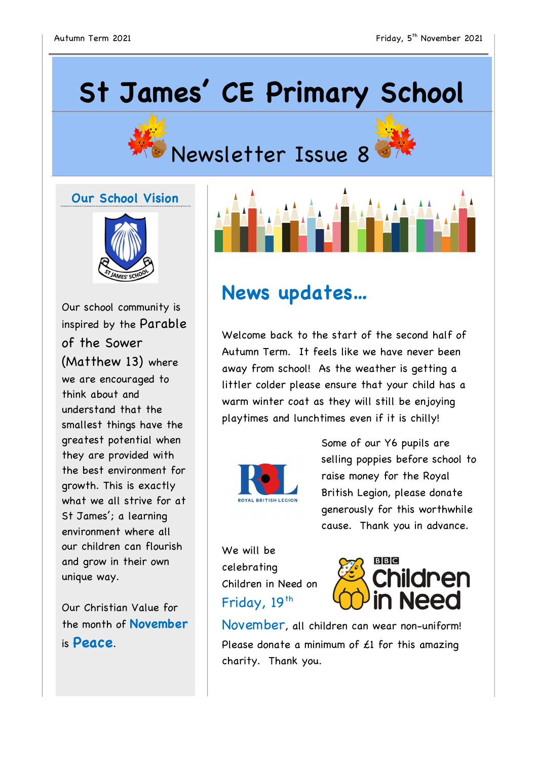Autumn Term 2021

Friday, 5th November 2021

# St James' CE Primary School

## Newsletter Issue 8

### Our School Vision

Our school community is inspired by the Parable of the Sower (Matthew 13) where we are encouraged to think about and understand that the smallest things have the greatest potential when they are provided with the best environment for growth. This is exactly what we all strive for at St James'; a learning environment where all our children can flourish and grow in their own unique way.

Our Christian Value for the month of **November** is **Peace**.

## News updates…

Welcome back to the start of the second half of Autumn Term. It feels like we have never been away from school! As the weather is getting a littler colder please ensure that your child has a warm winter coat as they will still be enjoying playtimes and lunchtimes even if it is chilly!

Some of our Y6 pupils are selling poppies before school to raise money for the Royal British Legion, please donate generously for this worthwhile cause. Thank you in advance.

We will be celebrating Children in Need on Friday, 19th November, all children can wear non-uniform! Please donate a minimum of £1 for this amazing charity. Thank you.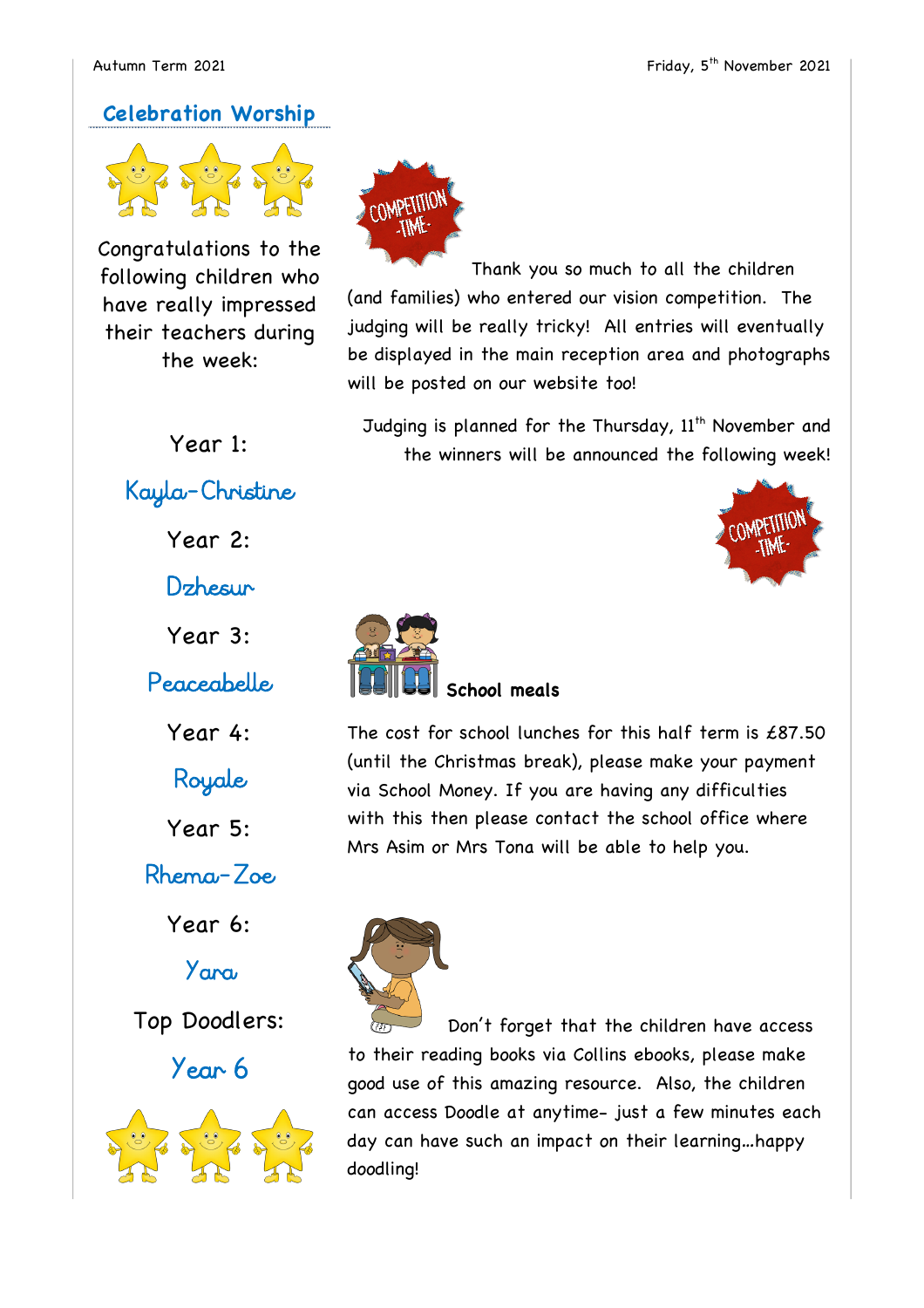Autumn Term 2021

Friday, 5th November 2021

## Celebration Worship

Congratulations to the following children who have really impressed their teachers during the week:

Year 1:

Kayla-Christine

Year 2:

Dzhesur

Year 3:

Peaceabelle

Year 4:

Royale

Year 5:

Rhema-Zoe

Year 6:

Yara

Top Doodlers:

Year 6

COMPETITION -TIME-

Thank you so much to all the children (and families) who entered our vision competition. The judging will be really tricky! All entries will eventually be displayed in the main reception area and photographs will be posted on our website too!

Judging is planned for the Thursday, 11th November and the winners will be announced the following week!

COMPETITION -TIME-

**School meals**

The cost for school lunches for this half term is £87.50 (until the Christmas break), please make your payment via School Money. If you are having any difficulties with this then please contact the school office where Mrs Asim or Mrs Tona will be able to help you.

Don't forget that the children have access to their reading books via Collins ebooks, please make good use of this amazing resource. Also, the children can access Doodle at anytime- just a few minutes each day can have such an impact on their learning…happy doodling!